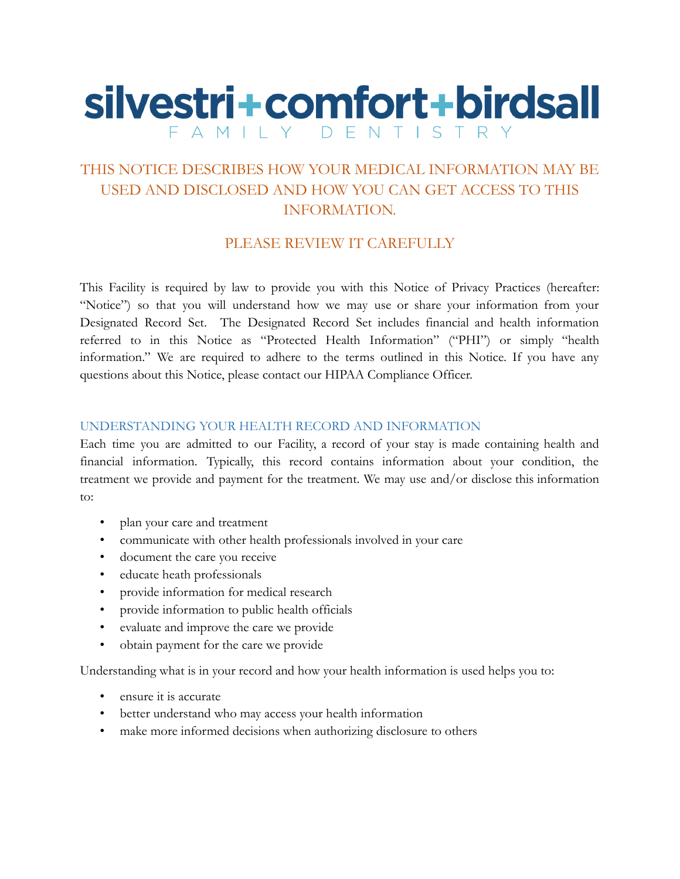# silvestri+comfort+birdsall FAMILY DENTISTRY

## THIS NOTICE DESCRIBES HOW YOUR MEDICAL INFORMATION MAY BE USED AND DISCLOSED AND HOW YOU CAN GET ACCESS TO THIS INFORMATION.

## PLEASE REVIEW IT CAREFULLY

This Facility is required by law to provide you with this Notice of Privacy Practices (hereafter: "Notice") so that you will understand how we may use or share your information from your Designated Record Set. The Designated Record Set includes financial and health information referred to in this Notice as "Protected Health Information" ("PHI") or simply "health information." We are required to adhere to the terms outlined in this Notice. If you have any questions about this Notice, please contact our HIPAA Compliance Officer.

### UNDERSTANDING YOUR HEALTH RECORD AND INFORMATION

Each time you are admitted to our Facility, a record of your stay is made containing health and financial information. Typically, this record contains information about your condition, the treatment we provide and payment for the treatment. We may use and/or disclose this information to:

- plan your care and treatment
- communicate with other health professionals involved in your care
- document the care you receive
- educate heath professionals
- provide information for medical research
- provide information to public health officials
- evaluate and improve the care we provide
- obtain payment for the care we provide

Understanding what is in your record and how your health information is used helps you to:

- ensure it is accurate
- better understand who may access your health information
- make more informed decisions when authorizing disclosure to others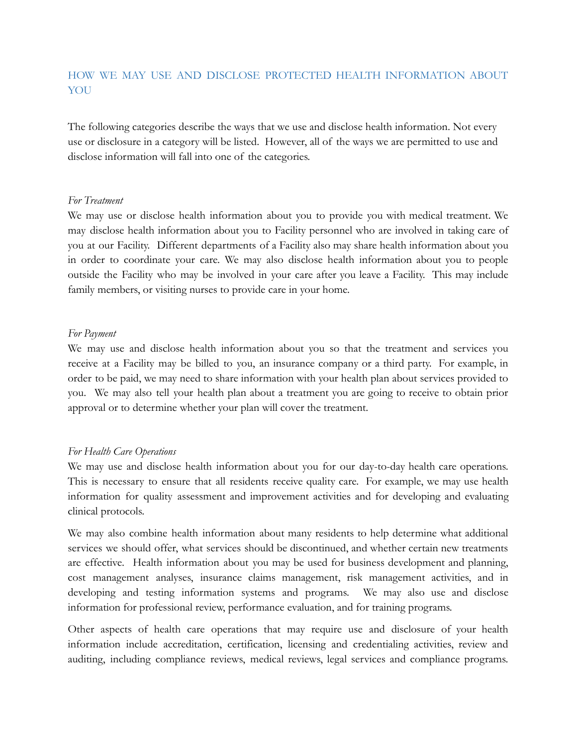## HOW WE MAY USE AND DISCLOSE PROTECTED HEALTH INFORMATION ABOUT YOU

The following categories describe the ways that we use and disclose health information. Not every use or disclosure in a category will be listed. However, all of the ways we are permitted to use and disclose information will fall into one of the categories.

*For Treatment*

We may use or disclose health information about you to provide you with medical treatment. We may disclose health information about you to Facility personnel who are involved in taking care of you at our Facility. Different departments of a Facility also may share health information about you in order to coordinate your care. We may also disclose health information about you to people outside the Facility who may be involved in your care after you leave a Facility. This may include family members, or visiting nurses to provide care in your home.

*For Payment*

We may use and disclose health information about you so that the treatment and services you receive at a Facility may be billed to you, an insurance company or a third party. For example, in order to be paid, we may need to share information with your health plan about services provided to you. We may also tell your health plan about a treatment you are going to receive to obtain prior approval or to determine whether your plan will cover the treatment.

*For Health Care Operations*

We may use and disclose health information about you for our day-to-day health care operations. This is necessary to ensure that all residents receive quality care. For example, we may use health information for quality assessment and improvement activities and for developing and evaluating clinical protocols.

We may also combine health information about many residents to help determine what additional services we should offer, what services should be discontinued, and whether certain new treatments are effective. Health information about you may be used for business development and planning, cost management analyses, insurance claims management, risk management activities, and in developing and testing information systems and programs. We may also use and disclose information for professional review, performance evaluation, and for training programs.

Other aspects of health care operations that may require use and disclosure of your health information include accreditation, certification, licensing and credentialing activities, review and auditing, including compliance reviews, medical reviews, legal services and compliance programs.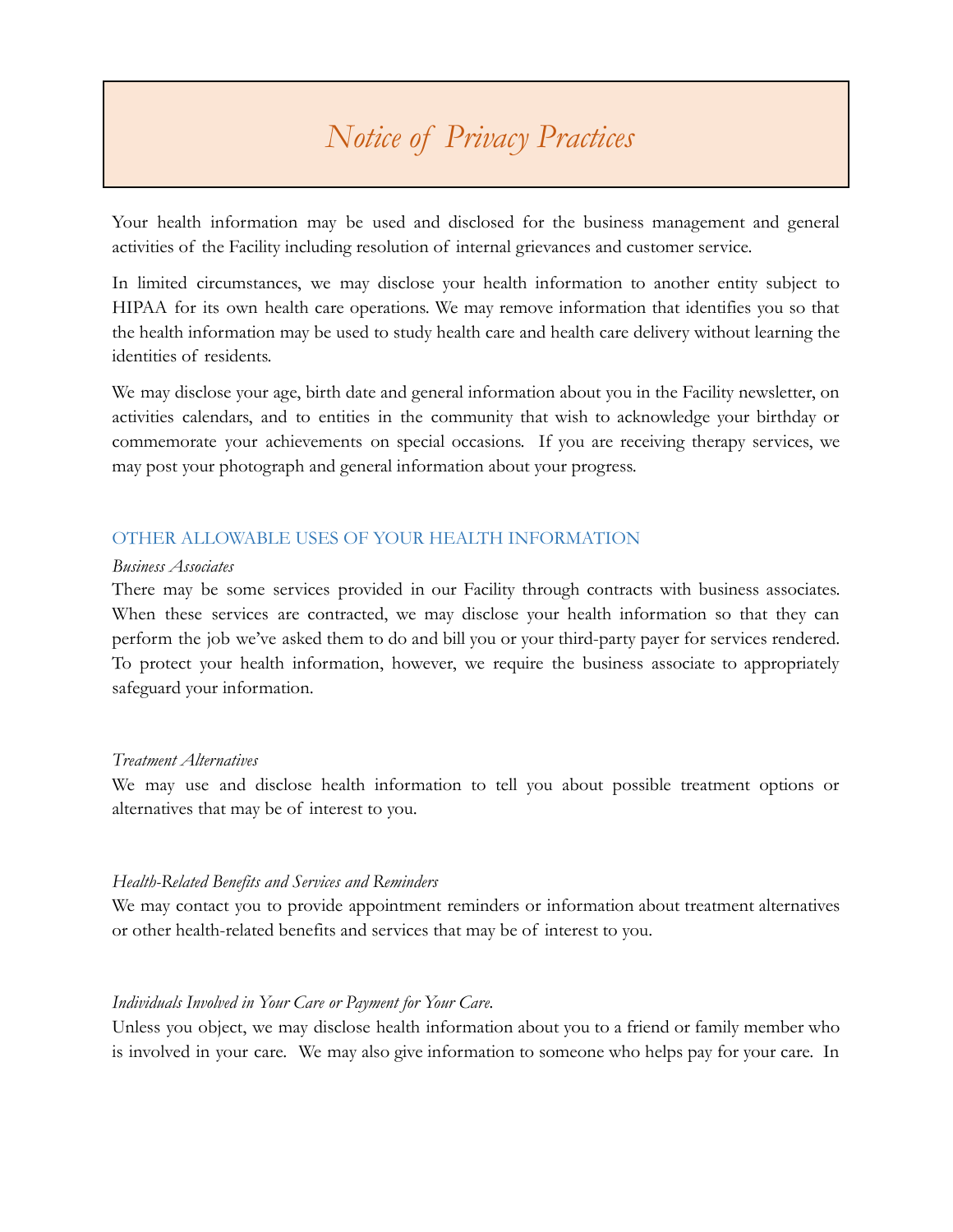# *Notice of Privacy Practices*

Your health information may be used and disclosed for the business management and general activities of the Facility including resolution of internal grievances and customer service.

In limited circumstances, we may disclose your health information to another entity subject to HIPAA for its own health care operations. We may remove information that identifies you so that the health information may be used to study health care and health care delivery without learning the identities of residents.

We may disclose your age, birth date and general information about you in the Facility newsletter, on activities calendars, and to entities in the community that wish to acknowledge your birthday or commemorate your achievements on special occasions. If you are receiving therapy services, we may post your photograph and general information about your progress.

## OTHER ALLOWABLE USES OF YOUR HEALTH INFORMATION

*Business Associates*

There may be some services provided in our Facility through contracts with business associates. When these services are contracted, we may disclose your health information so that they can perform the job we've asked them to do and bill you or your third-party payer for services rendered. To protect your health information, however, we require the business associate to appropriately safeguard your information.

*Treatment Alternatives*

We may use and disclose health information to tell you about possible treatment options or alternatives that may be of interest to you.

*Health-Related Benefits and Services and Reminders*

We may contact you to provide appointment reminders or information about treatment alternatives or other health-related benefits and services that may be of interest to you.

*Individuals Involved in Your Care or Payment for Your Care.*

Unless you object, we may disclose health information about you to a friend or family member who is involved in your care. We may also give information to someone who helps pay for your care. In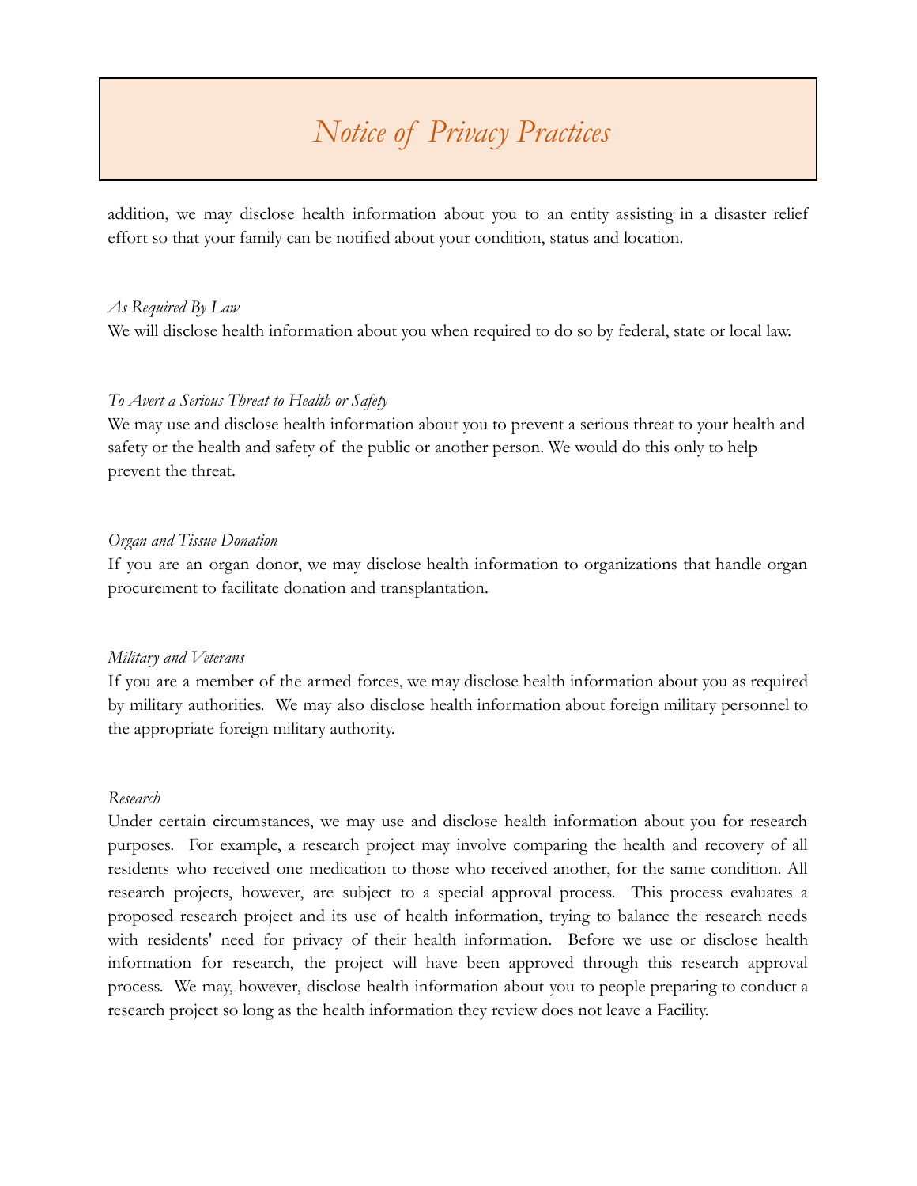addition, we may disclose health information about you to an entity assisting in a disaster relief effort so that your family can be notified about your condition, status and location.

*As Required By Law*

We will disclose health information about you when required to do so by federal, state or local law.

*To Avert a Serious Threat to Health or Safety*

We may use and disclose health information about you to prevent a serious threat to your health and safety or the health and safety of the public or another person. We would do this only to help prevent the threat.

*Organ and Tissue Donation*

If you are an organ donor, we may disclose health information to organizations that handle organ procurement to facilitate donation and transplantation.

*Military and Veterans*

If you are a member of the armed forces, we may disclose health information about you as required by military authorities. We may also disclose health information about foreign military personnel to the appropriate foreign military authority.

*Research*

Under certain circumstances, we may use and disclose health information about you for research purposes. For example, a research project may involve comparing the health and recovery of all residents who received one medication to those who received another, for the same condition. All research projects, however, are subject to a special approval process. This process evaluates a proposed research project and its use of health information, trying to balance the research needs with residents' need for privacy of their health information. Before we use or disclose health information for research, the project will have been approved through this research approval process. We may, however, disclose health information about you to people preparing to conduct a research project so long as the health information they review does not leave a Facility.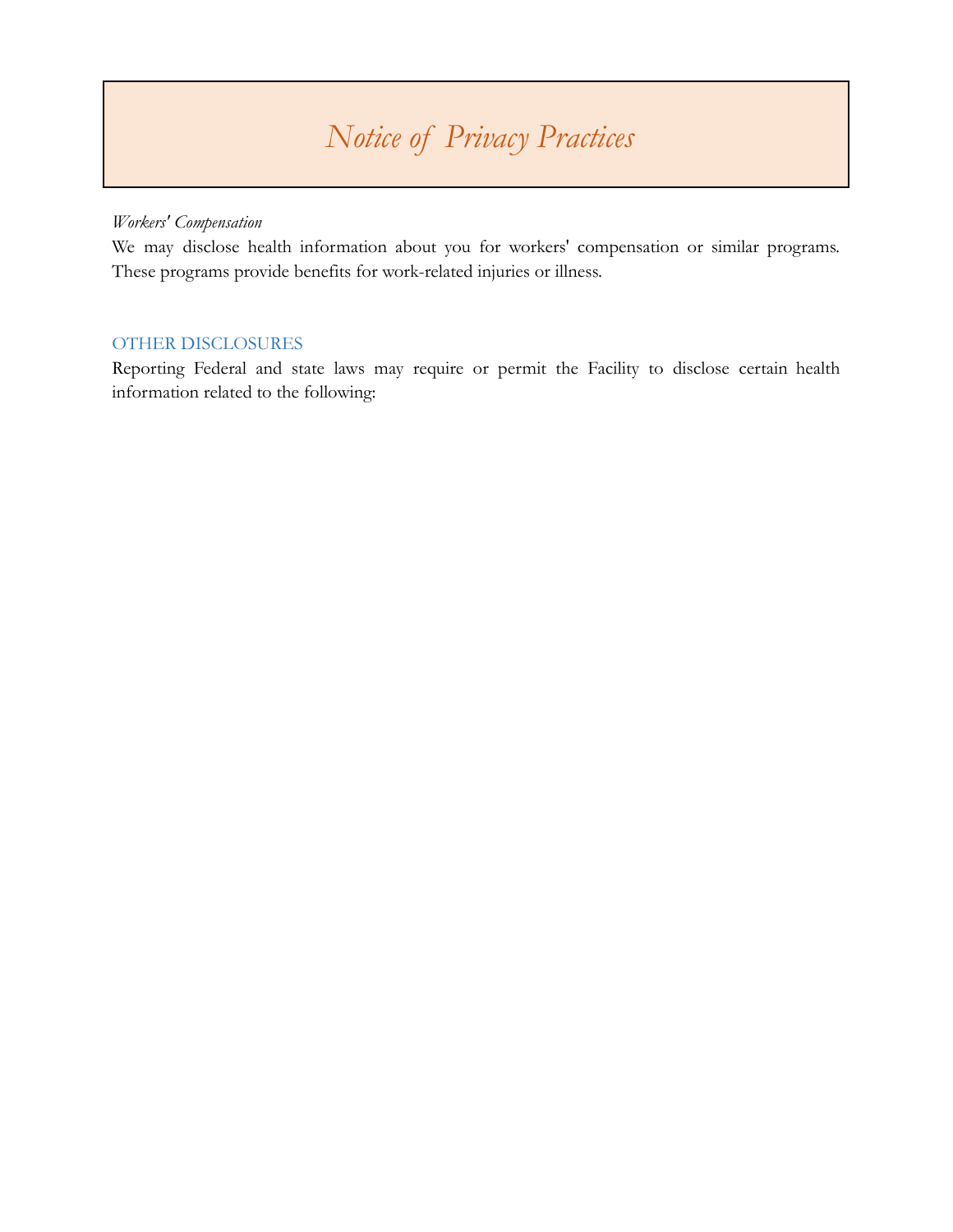# Notice of Privacy Practices

*Workers' Compensation*

We may disclose health information about you for workers' compensation or similar programs. These programs provide benefits for work-related injuries or illness.

## OTHER DISCLOSURES

Reporting Federal and state laws may require or permit the Facility to disclose certain health information related to the following: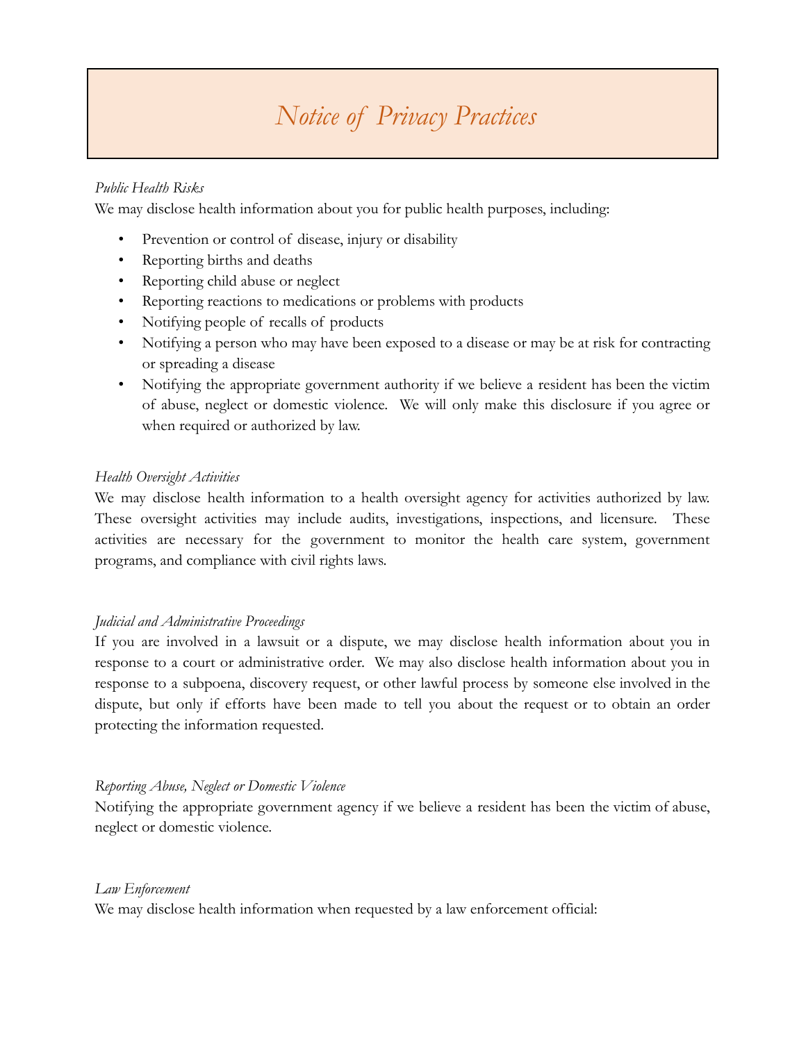# *Notice of Privacy Practices*

*Public Health Risks*

We may disclose health information about you for public health purposes, including:

- Prevention or control of disease, injury or disability
- Reporting births and deaths
- Reporting child abuse or neglect
- Reporting reactions to medications or problems with products
- Notifying people of recalls of products
- Notifying a person who may have been exposed to a disease or may be at risk for contracting or spreading a disease
- Notifying the appropriate government authority if we believe a resident has been the victim of abuse, neglect or domestic violence. We will only make this disclosure if you agree or when required or authorized by law.

*Health Oversight Activities*

We may disclose health information to a health oversight agency for activities authorized by law. These oversight activities may include audits, investigations, inspections, and licensure. These activities are necessary for the government to monitor the health care system, government programs, and compliance with civil rights laws.

*Judicial and Administrative Proceedings*

If you are involved in a lawsuit or a dispute, we may disclose health information about you in response to a court or administrative order. We may also disclose health information about you in response to a subpoena, discovery request, or other lawful process by someone else involved in the dispute, but only if efforts have been made to tell you about the request or to obtain an order protecting the information requested.

*Reporting Abuse, Neglect or Domestic Violence*

Notifying the appropriate government agency if we believe a resident has been the victim of abuse, neglect or domestic violence.

*Law Enforcement*

We may disclose health information when requested by a law enforcement official: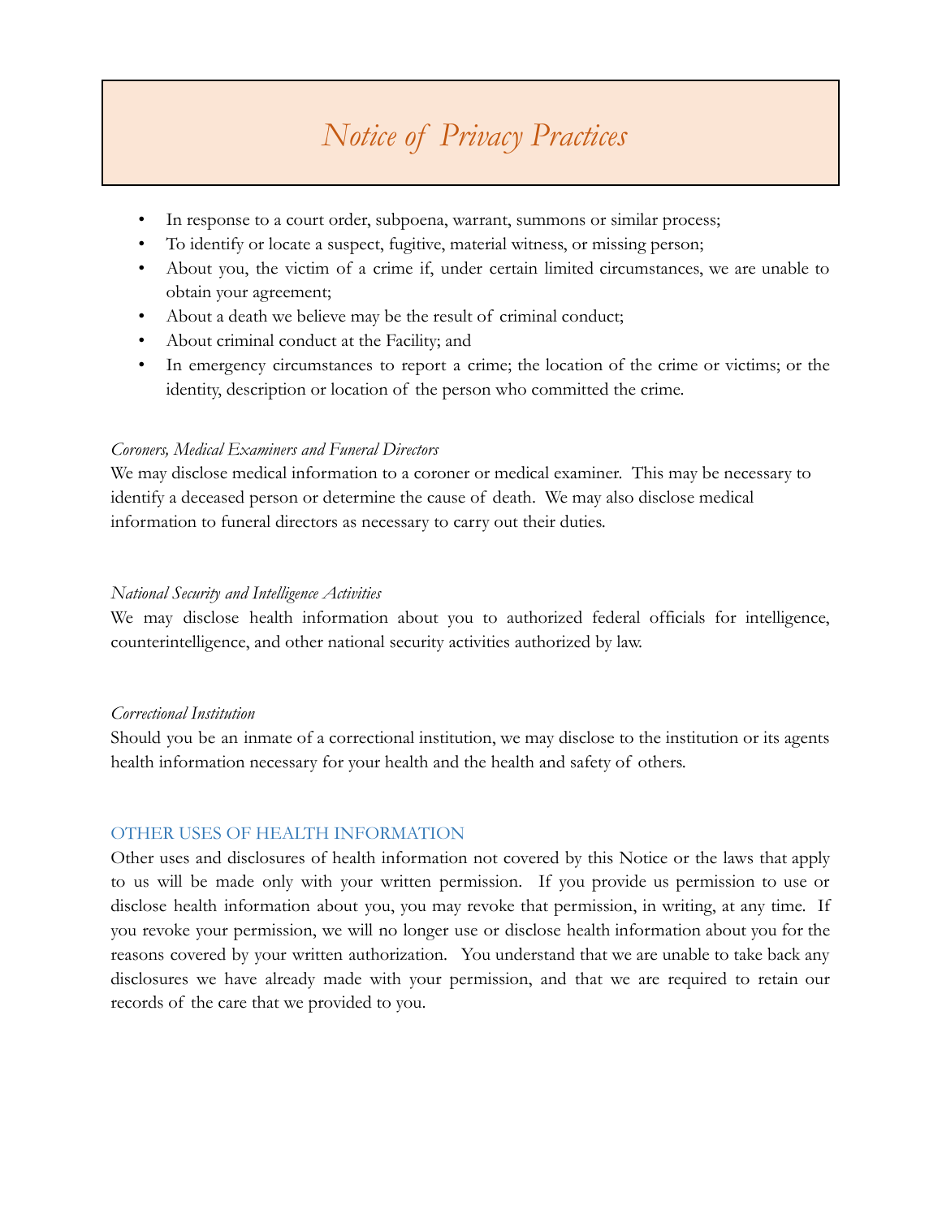- In response to a court order, subpoena, warrant, summons or similar process;
- To identify or locate a suspect, fugitive, material witness, or missing person;
- About you, the victim of a crime if, under certain limited circumstances, we are unable to obtain your agreement;
- About a death we believe may be the result of criminal conduct;
- About criminal conduct at the Facility; and
- In emergency circumstances to report a crime; the location of the crime or victims; or the identity, description or location of the person who committed the crime.

*Coroners, Medical Examiners and Funeral Directors*

We may disclose medical information to a coroner or medical examiner. This may be necessary to identify a deceased person or determine the cause of death. We may also disclose medical information to funeral directors as necessary to carry out their duties.

*National Security and Intelligence Activities*

We may disclose health information about you to authorized federal officials for intelligence, counterintelligence, and other national security activities authorized by law.

*Correctional Institution*

Should you be an inmate of a correctional institution, we may disclose to the institution or its agents health information necessary for your health and the health and safety of others.

## OTHER USES OF HEALTH INFORMATION

Other uses and disclosures of health information not covered by this Notice or the laws that apply to us will be made only with your written permission. If you provide us permission to use or disclose health information about you, you may revoke that permission, in writing, at any time. If you revoke your permission, we will no longer use or disclose health information about you for the reasons covered by your written authorization. You understand that we are unable to take back any disclosures we have already made with your permission, and that we are required to retain our records of the care that we provided to you.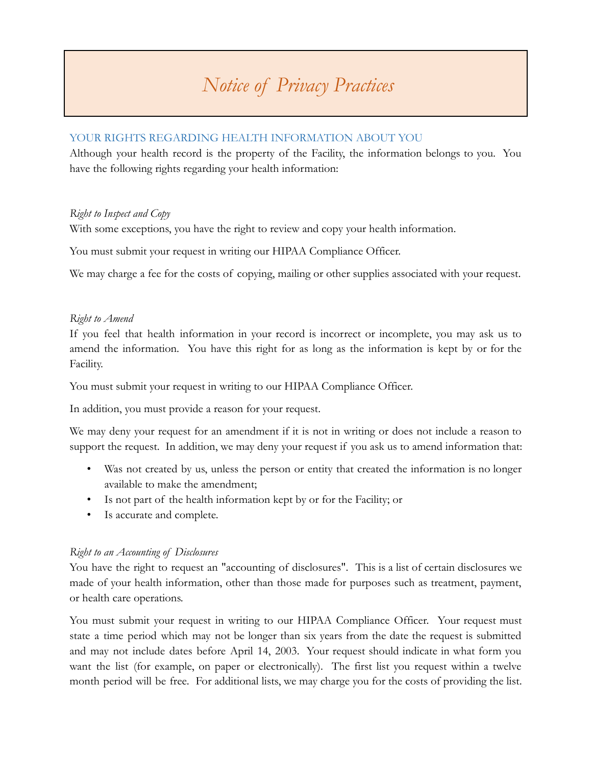# *Notice of Privacy Practices*

## YOUR RIGHTS REGARDING HEALTH INFORMATION ABOUT YOU

Although your health record is the property of the Facility, the information belongs to you. You have the following rights regarding your health information:

*Right to Inspect and Copy*

With some exceptions, you have the right to review and copy your health information.

You must submit your request in writing our HIPAA Compliance Officer.

We may charge a fee for the costs of copying, mailing or other supplies associated with your request.

*Right to Amend*

If you feel that health information in your record is incorrect or incomplete, you may ask us to amend the information. You have this right for as long as the information is kept by or for the Facility.

You must submit your request in writing to our HIPAA Compliance Officer.

In addition, you must provide a reason for your request.

We may deny your request for an amendment if it is not in writing or does not include a reason to support the request. In addition, we may deny your request if you ask us to amend information that:

- Was not created by us, unless the person or entity that created the information is no longer available to make the amendment;
- Is not part of the health information kept by or for the Facility; or
- Is accurate and complete.

*Right to an Accounting of Disclosures*

You have the right to request an "accounting of disclosures". This is a list of certain disclosures we made of your health information, other than those made for purposes such as treatment, payment, or health care operations.

You must submit your request in writing to our HIPAA Compliance Officer. Your request must state a time period which may not be longer than six years from the date the request is submitted and may not include dates before April 14, 2003. Your request should indicate in what form you want the list (for example, on paper or electronically). The first list you request within a twelve month period will be free. For additional lists, we may charge you for the costs of providing the list.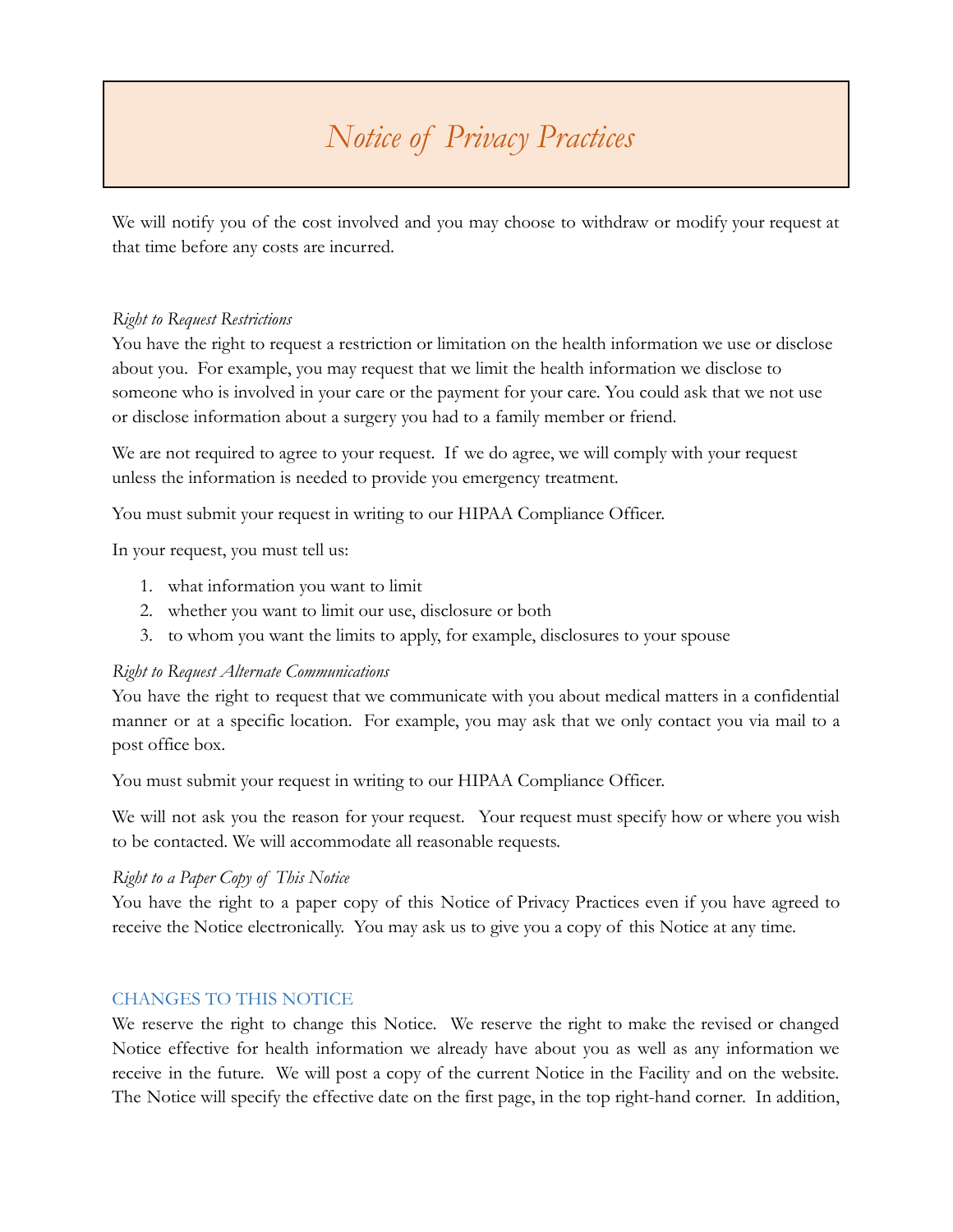# *Notice of Privacy Practices*

We will notify you of the cost involved and you may choose to withdraw or modify your request at that time before any costs are incurred.

*Right to Request Restrictions*

You have the right to request a restriction or limitation on the health information we use or disclose about you. For example, you may request that we limit the health information we disclose to someone who is involved in your care or the payment for your care. You could ask that we not use or disclose information about a surgery you had to a family member or friend.

We are not required to agree to your request. If we do agree, we will comply with your request unless the information is needed to provide you emergency treatment.

You must submit your request in writing to our HIPAA Compliance Officer.

In your request, you must tell us:

1. what information you want to limit
2. whether you want to limit our use, disclosure or both
3. to whom you want the limits to apply, for example, disclosures to your spouse

*Right to Request Alternate Communications*

You have the right to request that we communicate with you about medical matters in a confidential manner or at a specific location. For example, you may ask that we only contact you via mail to a post office box.

You must submit your request in writing to our HIPAA Compliance Officer.

We will not ask you the reason for your request. Your request must specify how or where you wish to be contacted. We will accommodate all reasonable requests.

*Right to a Paper Copy of This Notice*

You have the right to a paper copy of this Notice of Privacy Practices even if you have agreed to receive the Notice electronically. You may ask us to give you a copy of this Notice at any time.

## CHANGES TO THIS NOTICE

We reserve the right to change this Notice. We reserve the right to make the revised or changed Notice effective for health information we already have about you as well as any information we receive in the future. We will post a copy of the current Notice in the Facility and on the website. The Notice will specify the effective date on the first page, in the top right-hand corner. In addition,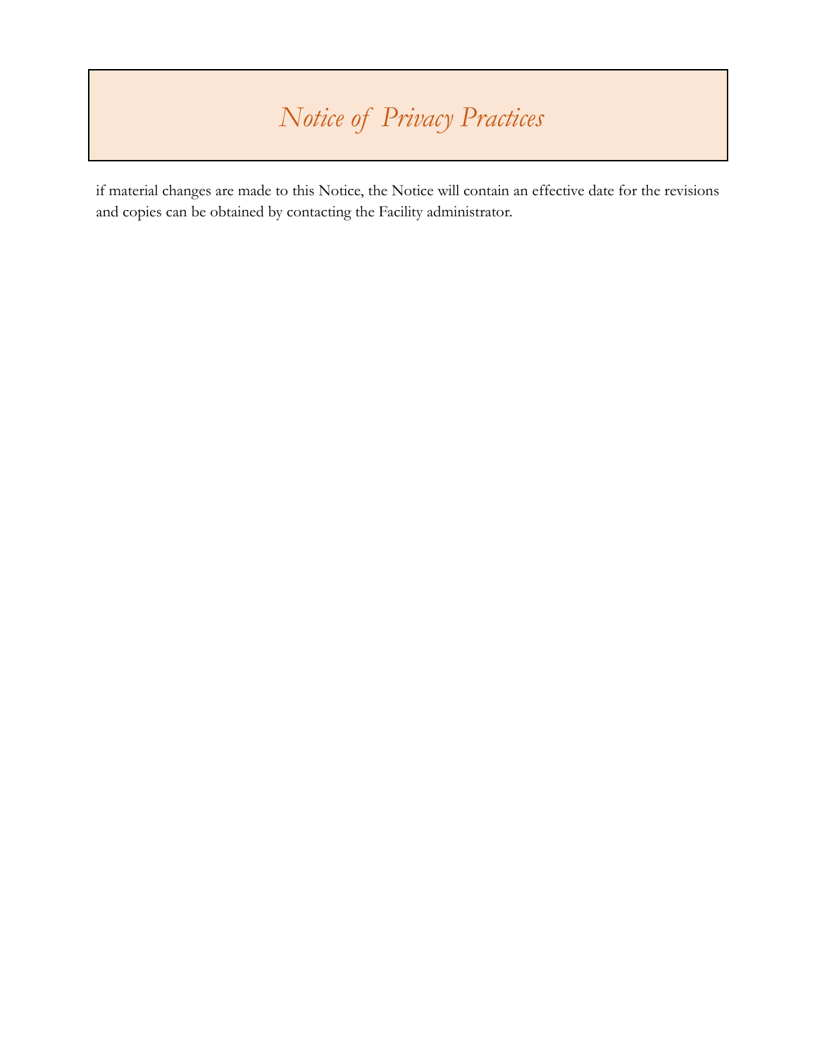if material changes are made to this Notice, the Notice will contain an effective date for the revisions and copies can be obtained by contacting the Facility administrator.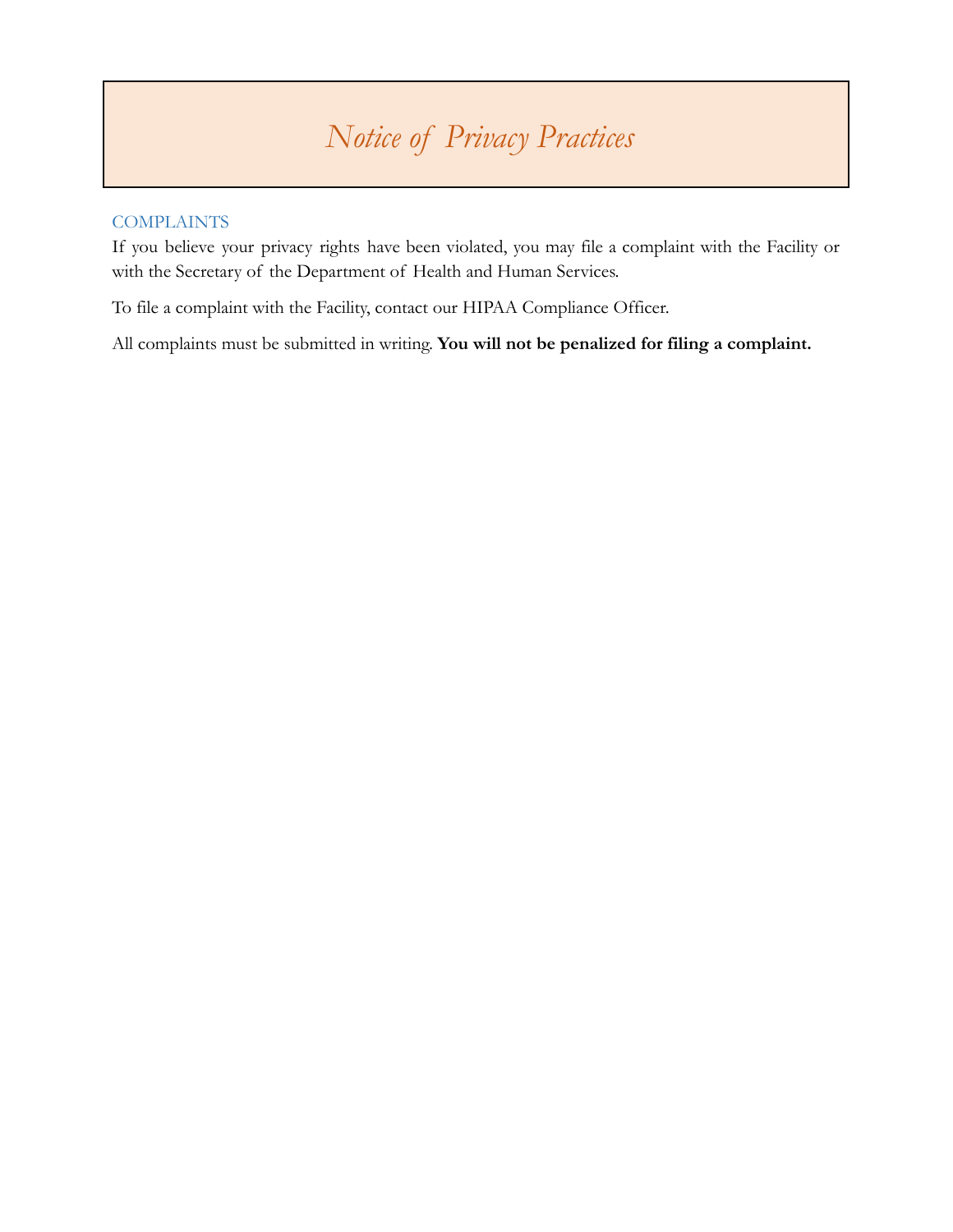# *Notice of Privacy Practices*

## COMPLAINTS

If you believe your privacy rights have been violated, you may file a complaint with the Facility or with the Secretary of the Department of Health and Human Services.

To file a complaint with the Facility, contact our HIPAA Compliance Officer.

All complaints must be submitted in writing. **You will not be penalized for filing a complaint.**